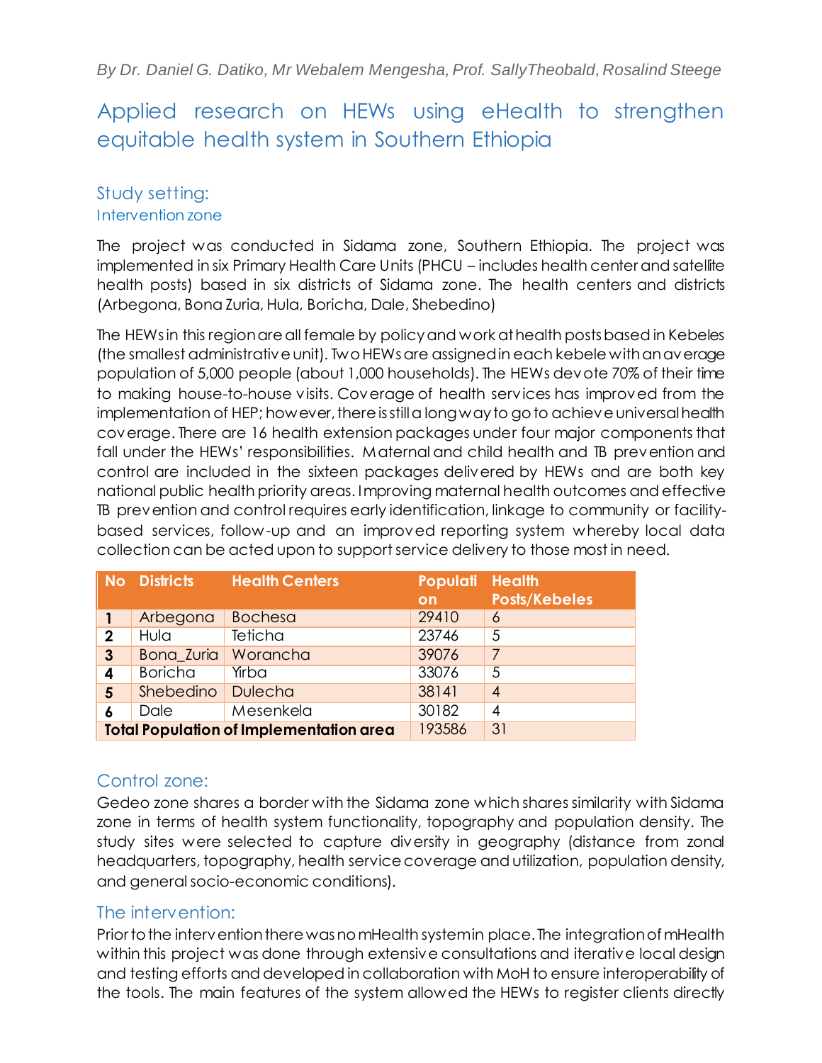*By Dr. Daniel G. Datiko, Mr Webalem Mengesha, Prof. SallyTheobald, Rosalind Steege*

# Applied research on HEWs using eHealth to strengthen equitable health system in Southern Ethiopia

## Study setting:

### Intervention zone

The project was conducted in Sidama zone, Southern Ethiopia. The project was implemented in six Primary Health Care Units (PHCU – includes health center and satellite health posts) based in six districts of Sidama zone. The health centers and districts (Arbegona, Bona Zuria, Hula, Boricha, Dale, Shebedino)

The HEWs in this region are all female by policy and work at health posts based in Kebeles (the smallest administrative unit). Two HEWs are assigned in each kebele with an average population of 5,000 people (about 1,000 households). The HEWs devote 70% of their time to making house-to-house visits. Coverage of health services has improved from the implementation of HEP; however, there is still a long way to go to achieve universal health coverage. There are 16 health extension packages under four major components that fall under the HEWs' responsibilities. Maternal and child health and TB prevention and control are included in the sixteen packages delivered by HEWs and are both key national public health priority areas. Improving maternal health outcomes and effective TB prevention and control requires early identification, linkage to community or facility-based services, follow-up and an improved reporting system whereby local data collection can be acted upon to support service delivery to those most in need.

| No | Districts | Health Centers | Population | Health Posts/Kebeles |
|---|---|---|---|---|
| 1 | Arbegona | Bochesa | 29410 | 6 |
| 2 | Hula | Teticha | 23746 | 5 |
| 3 | Bona_Zuria | Worancha | 39076 | 7 |
| 4 | Boricha | Yirba | 33076 | 5 |
| 5 | Shebedino | Dulecha | 38141 | 4 |
| 6 | Dale | Mesenkela | 30182 | 4 |
| **Total Population of Implementation area** | | | 193586 | 31 |

### Control zone:

Gedeo zone shares a border with the Sidama zone which shares similarity with Sidama zone in terms of health system functionality, topography and population density. The study sites were selected to capture diversity in geography (distance from zonal headquarters, topography, health service coverage and utilization, population density, and general socio-economic conditions).

### The intervention:

Prior to the intervention there was no mHealth system in place. The integration of mHealth within this project was done through extensive consultations and iterative local design and testing efforts and developed in collaboration with MoH to ensure interoperability of the tools. The main features of the system allowed the HEWs to register clients directly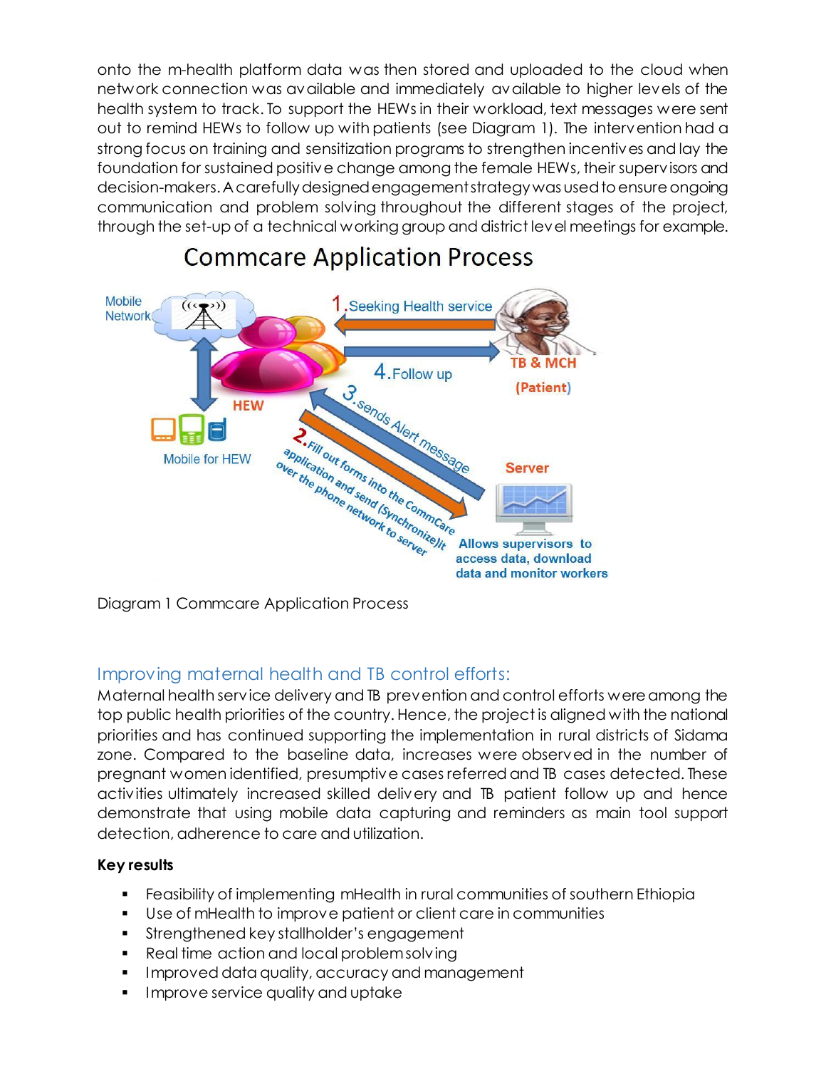onto the m-health platform data was then stored and uploaded to the cloud when network connection was available and immediately available to higher levels of the health system to track. To support the HEWs in their workload, text messages were sent out to remind HEWs to follow up with patients (see Diagram 1). The intervention had a strong focus on training and sensitization programs to strengthen incentives and lay the foundation for sustained positive change among the female HEWs, their supervisors and decision-makers. A carefully designed engagement strategy was used to ensure ongoing communication and problem solving throughout the different stages of the project, through the set-up of a technical working group and district level meetings for example.

Diagram 1 Commcare Application Process

## Improving maternal health and TB control efforts:

Maternal health service delivery and TB prevention and control efforts were among the top public health priorities of the country. Hence, the project is aligned with the national priorities and has continued supporting the implementation in rural districts of Sidama zone. Compared to the baseline data, increases were observed in the number of pregnant women identified, presumptive cases referred and TB cases detected. These activities ultimately increased skilled delivery and TB patient follow up and hence demonstrate that using mobile data capturing and reminders as main tool support detection, adherence to care and utilization.

**Key results**

- Feasibility of implementing mHealth in rural communities of southern Ethiopia
- Use of mHealth to improve patient or client care in communities
- Strengthened key stallholder's engagement
- Real time action and local problem solving
- Improved data quality, accuracy and management
- Improve service quality and uptake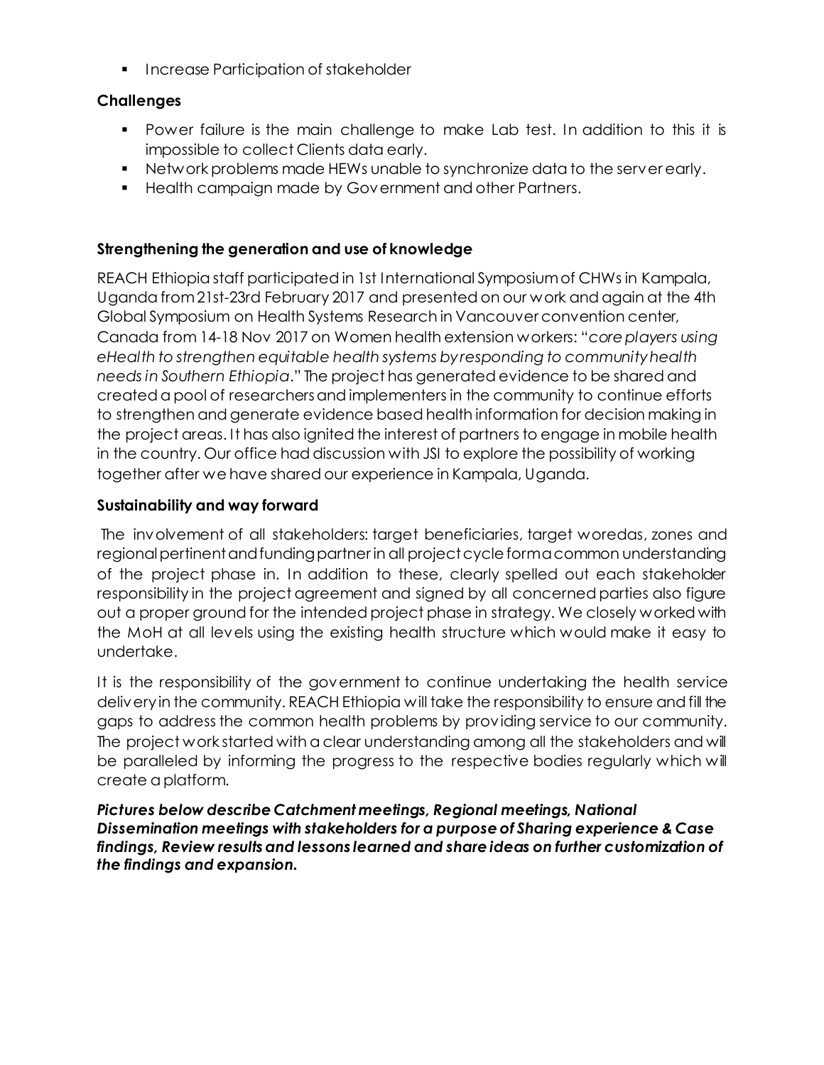- Increase Participation of stakeholder

### Challenges

- Power failure is the main challenge to make Lab test. In addition to this it is impossible to collect Clients data early.
- Network problems made HEWs unable to synchronize data to the server early.
- Health campaign made by Government and other Partners.

### Strengthening the generation and use of knowledge

REACH Ethiopia staff participated in 1st International Symposium of CHWs in Kampala, Uganda from 21st-23rd February 2017 and presented on our work and again at the 4th Global Symposium on Health Systems Research in Vancouver convention center, Canada from 14-18 Nov 2017 on Women health extension workers: "*core players using eHealth to strengthen equitable health systems by responding to community health needs in Southern Ethiopia*." The project has generated evidence to be shared and created a pool of researchers and implementers in the community to continue efforts to strengthen and generate evidence based health information for decision making in the project areas. It has also ignited the interest of partners to engage in mobile health in the country. Our office had discussion with JSI to explore the possibility of working together after we have shared our experience in Kampala, Uganda.

### Sustainability and way forward

The involvement of all stakeholders: target beneficiaries, target woredas, zones and regional pertinent and funding partner in all project cycle form a common understanding of the project phase in. In addition to these, clearly spelled out each stakeholder responsibility in the project agreement and signed by all concerned parties also figure out a proper ground for the intended project phase in strategy. We closely worked with the MoH at all levels using the existing health structure which would make it easy to undertake.

It is the responsibility of the government to continue undertaking the health service delivery in the community. REACH Ethiopia will take the responsibility to ensure and fill the gaps to address the common health problems by providing service to our community. The project work started with a clear understanding among all the stakeholders and will be paralleled by informing the progress to the respective bodies regularly which will create a platform.

***Pictures below describe Catchment meetings, Regional meetings, National Dissemination meetings with stakeholders for a purpose of Sharing experience & Case findings, Review results and lessons learned and share ideas on further customization of the findings and expansion.***